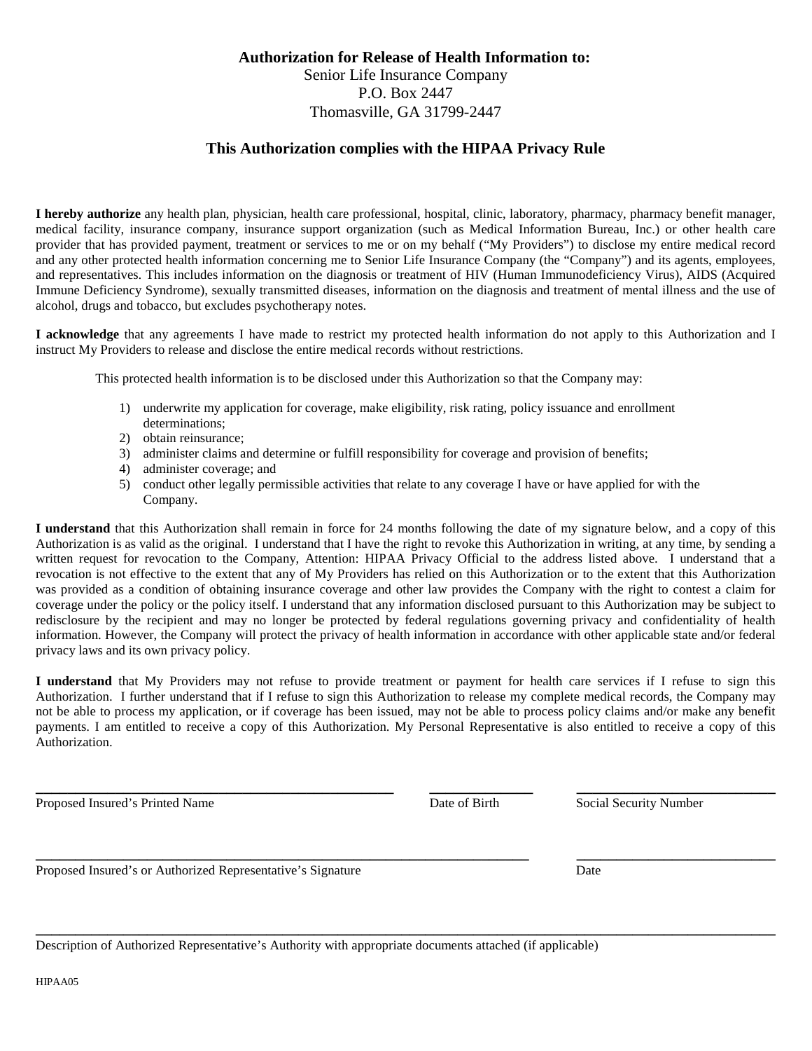**Authorization for Release of Health Information to:**
Senior Life Insurance Company
P.O. Box 2447
Thomasville, GA 31799-2447

**This Authorization complies with the HIPAA Privacy Rule**

**I hereby authorize** any health plan, physician, health care professional, hospital, clinic, laboratory, pharmacy, pharmacy benefit manager, medical facility, insurance company, insurance support organization (such as Medical Information Bureau, Inc.) or other health care provider that has provided payment, treatment or services to me or on my behalf ("My Providers") to disclose my entire medical record and any other protected health information concerning me to Senior Life Insurance Company (the "Company") and its agents, employees, and representatives. This includes information on the diagnosis or treatment of HIV (Human Immunodeficiency Virus), AIDS (Acquired Immune Deficiency Syndrome), sexually transmitted diseases, information on the diagnosis and treatment of mental illness and the use of alcohol, drugs and tobacco, but excludes psychotherapy notes.

**I acknowledge** that any agreements I have made to restrict my protected health information do not apply to this Authorization and I instruct My Providers to release and disclose the entire medical records without restrictions.

This protected health information is to be disclosed under this Authorization so that the Company may:

1) underwrite my application for coverage, make eligibility, risk rating, policy issuance and enrollment determinations;
2) obtain reinsurance;
3) administer claims and determine or fulfill responsibility for coverage and provision of benefits;
4) administer coverage; and
5) conduct other legally permissible activities that relate to any coverage I have or have applied for with the Company.

**I understand** that this Authorization shall remain in force for 24 months following the date of my signature below, and a copy of this Authorization is as valid as the original. I understand that I have the right to revoke this Authorization in writing, at any time, by sending a written request for revocation to the Company, Attention: HIPAA Privacy Official to the address listed above. I understand that a revocation is not effective to the extent that any of My Providers has relied on this Authorization or to the extent that this Authorization was provided as a condition of obtaining insurance coverage and other law provides the Company with the right to contest a claim for coverage under the policy or the policy itself. I understand that any information disclosed pursuant to this Authorization may be subject to redisclosure by the recipient and may no longer be protected by federal regulations governing privacy and confidentiality of health information. However, the Company will protect the privacy of health information in accordance with other applicable state and/or federal privacy laws and its own privacy policy.

**I understand** that My Providers may not refuse to provide treatment or payment for health care services if I refuse to sign this Authorization. I further understand that if I refuse to sign this Authorization to release my complete medical records, the Company may not be able to process my application, or if coverage has been issued, may not be able to process policy claims and/or make any benefit payments. I am entitled to receive a copy of this Authorization. My Personal Representative is also entitled to receive a copy of this Authorization.

______________________________ ______________ ______________________
Proposed Insured's Printed Name Date of Birth Social Security Number

__________________________________________ ______________________
Proposed Insured's or Authorized Representative's Signature Date

__________________________________________________________________
Description of Authorized Representative's Authority with appropriate documents attached (if applicable)

HIPAA05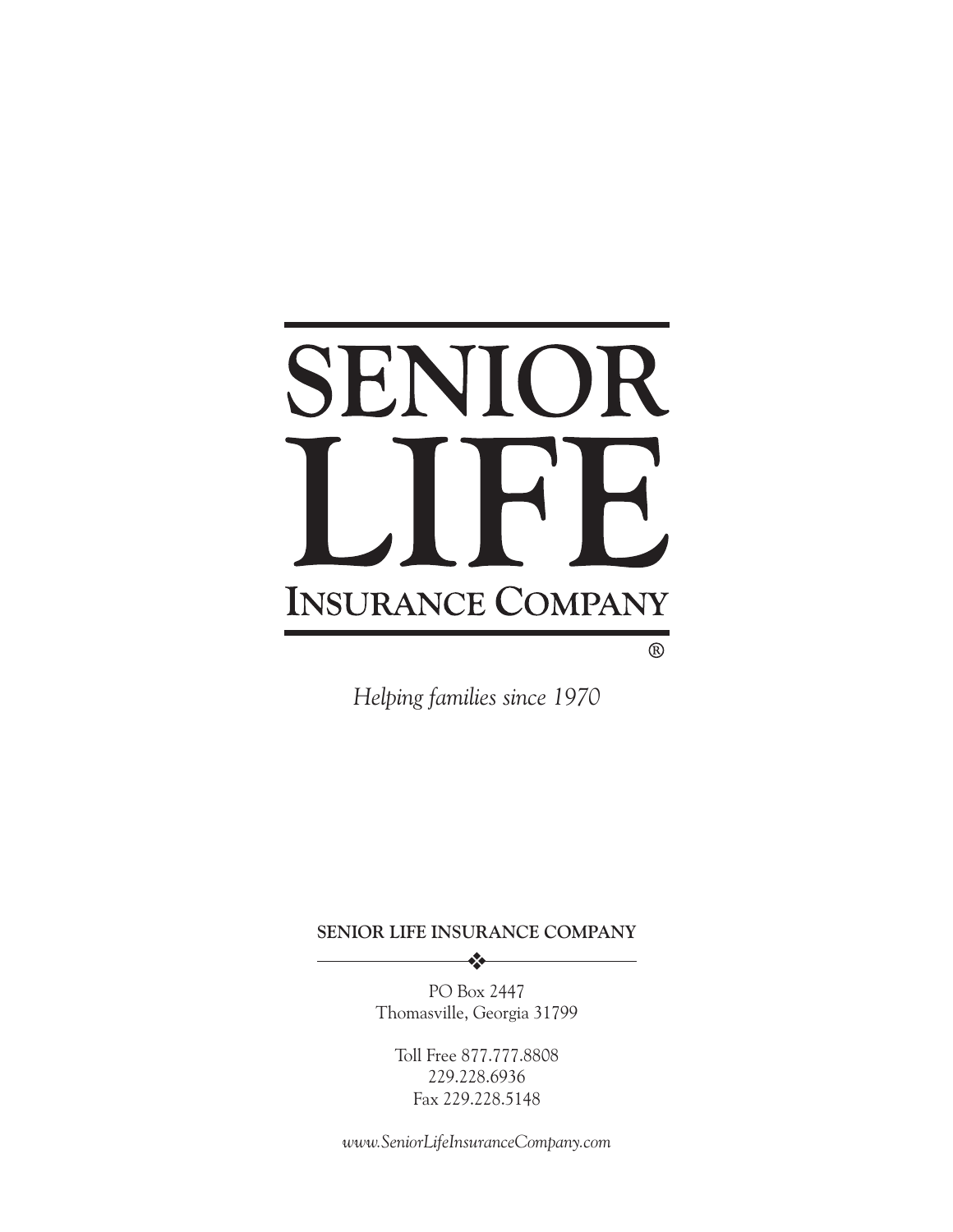# SENIOR LIFE

## INSURANCE COMPANY

®

*Helping families since 1970*

**SENIOR LIFE INSURANCE COMPANY**

PO Box 2447
Thomasville, Georgia 31799

Toll Free 877.777.8808
229.228.6936
Fax 229.228.5148

*www.SeniorLifeInsuranceCompany.com*